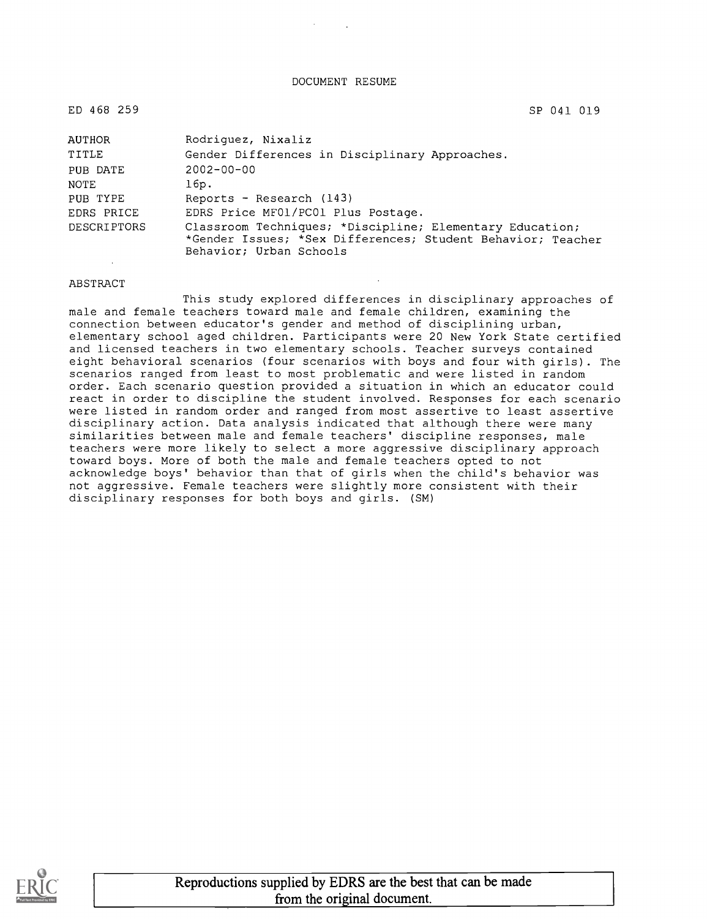DOCUMENT RESUME

ED 468 259 SP 041 019

| | |
|---|---|
| AUTHOR | Rodriguez, Nixaliz |
| TITLE | Gender Differences in Disciplinary Approaches. |
| PUB DATE | 2002-00-00 |
| NOTE | 16p. |
| PUB TYPE | Reports - Research (143) |
| EDRS PRICE | EDRS Price MF01/PC01 Plus Postage. |
| DESCRIPTORS | Classroom Techniques; *Discipline; Elementary Education; *Gender Issues; *Sex Differences; Student Behavior; Teacher Behavior; Urban Schools |

ABSTRACT

This study explored differences in disciplinary approaches of male and female teachers toward male and female children, examining the connection between educator's gender and method of disciplining urban, elementary school aged children. Participants were 20 New York State certified and licensed teachers in two elementary schools. Teacher surveys contained eight behavioral scenarios (four scenarios with boys and four with girls). The scenarios ranged from least to most problematic and were listed in random order. Each scenario question provided a situation in which an educator could react in order to discipline the student involved. Responses for each scenario were listed in random order and ranged from most assertive to least assertive disciplinary action. Data analysis indicated that although there were many similarities between male and female teachers' discipline responses, male teachers were more likely to select a more aggressive disciplinary approach toward boys. More of both the male and female teachers opted to not acknowledge boys' behavior than that of girls when the child's behavior was not aggressive. Female teachers were slightly more consistent with their disciplinary responses for both boys and girls. (SM)

Reproductions supplied by EDRS are the best that can be made from the original document.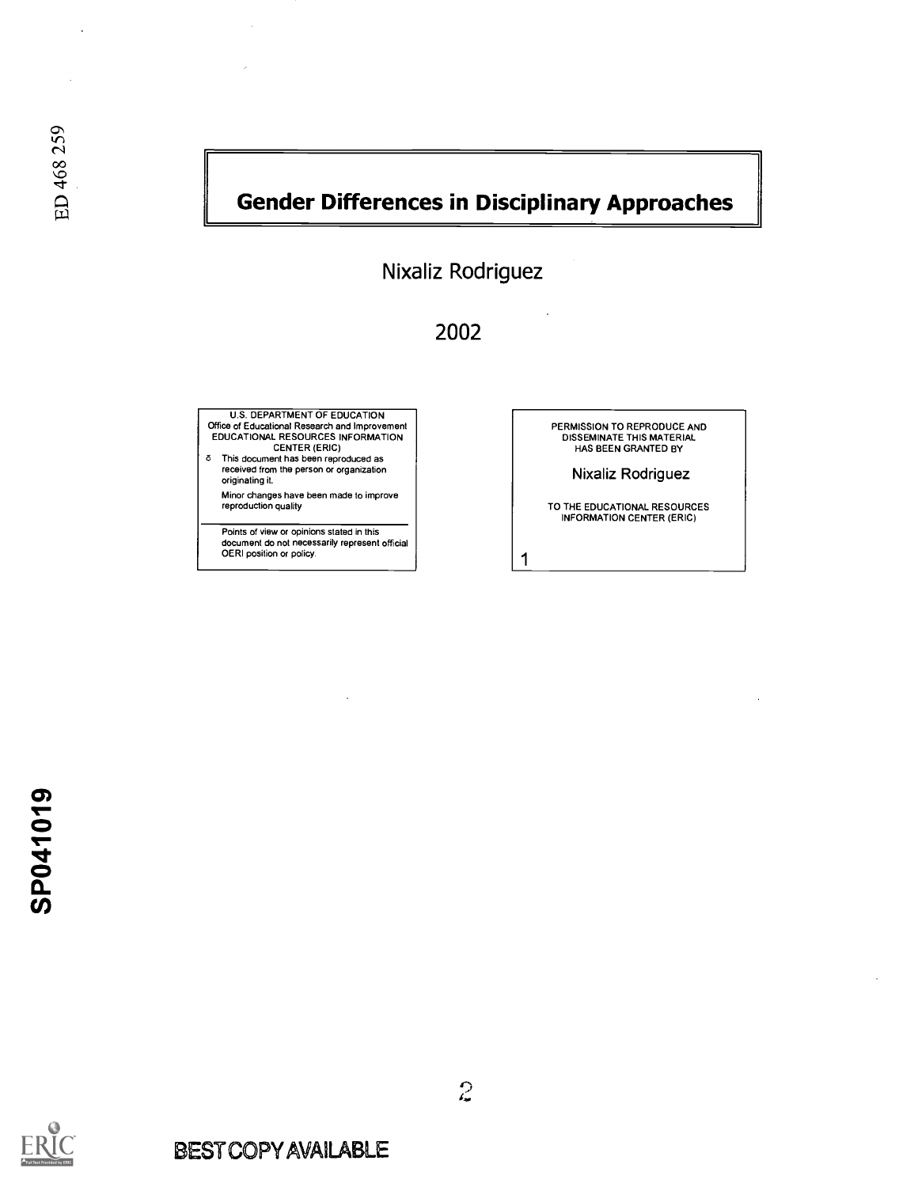ED 468 259

# Gender Differences in Disciplinary Approaches

Nixaliz Rodriguez

2002

U.S. DEPARTMENT OF EDUCATION
Office of Educational Research and Improvement
EDUCATIONAL RESOURCES INFORMATION CENTER (ERIC)

- This document has been reproduced as received from the person or organization originating it.
- Minor changes have been made to improve reproduction quality

Points of view or opinions stated in this document do not necessarily represent official OERI position or policy.

PERMISSION TO REPRODUCE AND DISSEMINATE THIS MATERIAL HAS BEEN GRANTED BY

Nixaliz Rodriguez

TO THE EDUCATIONAL RESOURCES INFORMATION CENTER (ERIC)

1

SP041019

BEST COPY AVAILABLE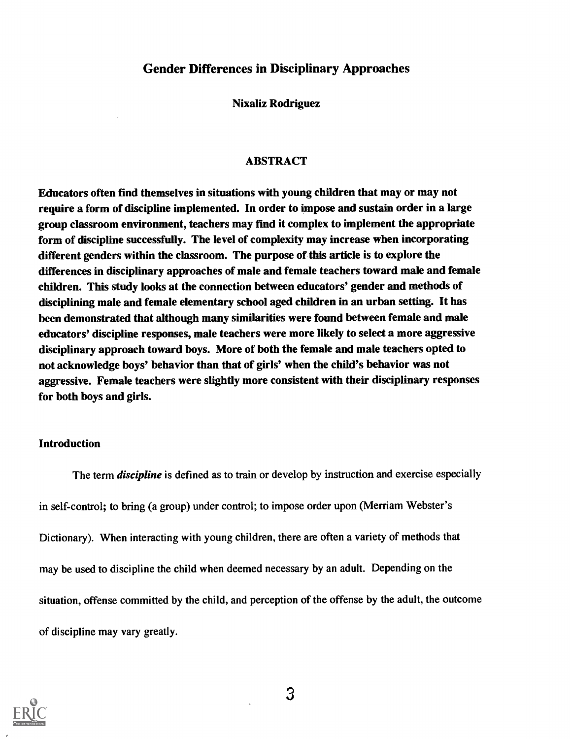# Gender Differences in Disciplinary Approaches

**Nixaliz Rodriguez**

## ABSTRACT

**Educators often find themselves in situations with young children that may or may not require a form of discipline implemented. In order to impose and sustain order in a large group classroom environment, teachers may find it complex to implement the appropriate form of discipline successfully. The level of complexity may increase when incorporating different genders within the classroom. The purpose of this article is to explore the differences in disciplinary approaches of male and female teachers toward male and female children. This study looks at the connection between educators' gender and methods of disciplining male and female elementary school aged children in an urban setting. It has been demonstrated that although many similarities were found between female and male educators' discipline responses, male teachers were more likely to select a more aggressive disciplinary approach toward boys. More of both the female and male teachers opted to not acknowledge boys' behavior than that of girls' when the child's behavior was not aggressive. Female teachers were slightly more consistent with their disciplinary responses for both boys and girls.**

### Introduction

The term ***discipline*** is defined as to train or develop by instruction and exercise especially in self-control; to bring (a group) under control; to impose order upon (Merriam Webster's Dictionary). When interacting with young children, there are often a variety of methods that may be used to discipline the child when deemed necessary by an adult. Depending on the situation, offense committed by the child, and perception of the offense by the adult, the outcome of discipline may vary greatly.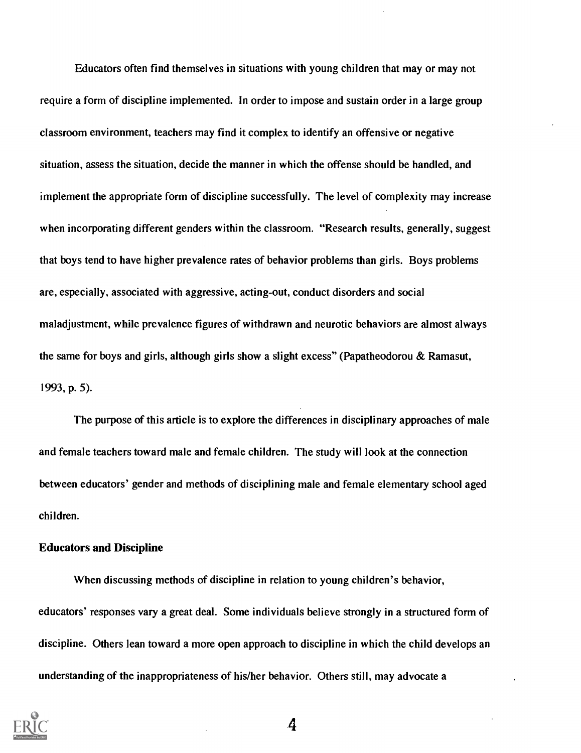Educators often find themselves in situations with young children that may or may not require a form of discipline implemented. In order to impose and sustain order in a large group classroom environment, teachers may find it complex to identify an offensive or negative situation, assess the situation, decide the manner in which the offense should be handled, and implement the appropriate form of discipline successfully. The level of complexity may increase when incorporating different genders within the classroom. "Research results, generally, suggest that boys tend to have higher prevalence rates of behavior problems than girls. Boys problems are, especially, associated with aggressive, acting-out, conduct disorders and social maladjustment, while prevalence figures of withdrawn and neurotic behaviors are almost always the same for boys and girls, although girls show a slight excess" (Papatheodorou & Ramasut, 1993, p. 5).

The purpose of this article is to explore the differences in disciplinary approaches of male and female teachers toward male and female children. The study will look at the connection between educators' gender and methods of disciplining male and female elementary school aged children.

**Educators and Discipline**

When discussing methods of discipline in relation to young children's behavior, educators' responses vary a great deal. Some individuals believe strongly in a structured form of discipline. Others lean toward a more open approach to discipline in which the child develops an understanding of the inappropriateness of his/her behavior. Others still, may advocate a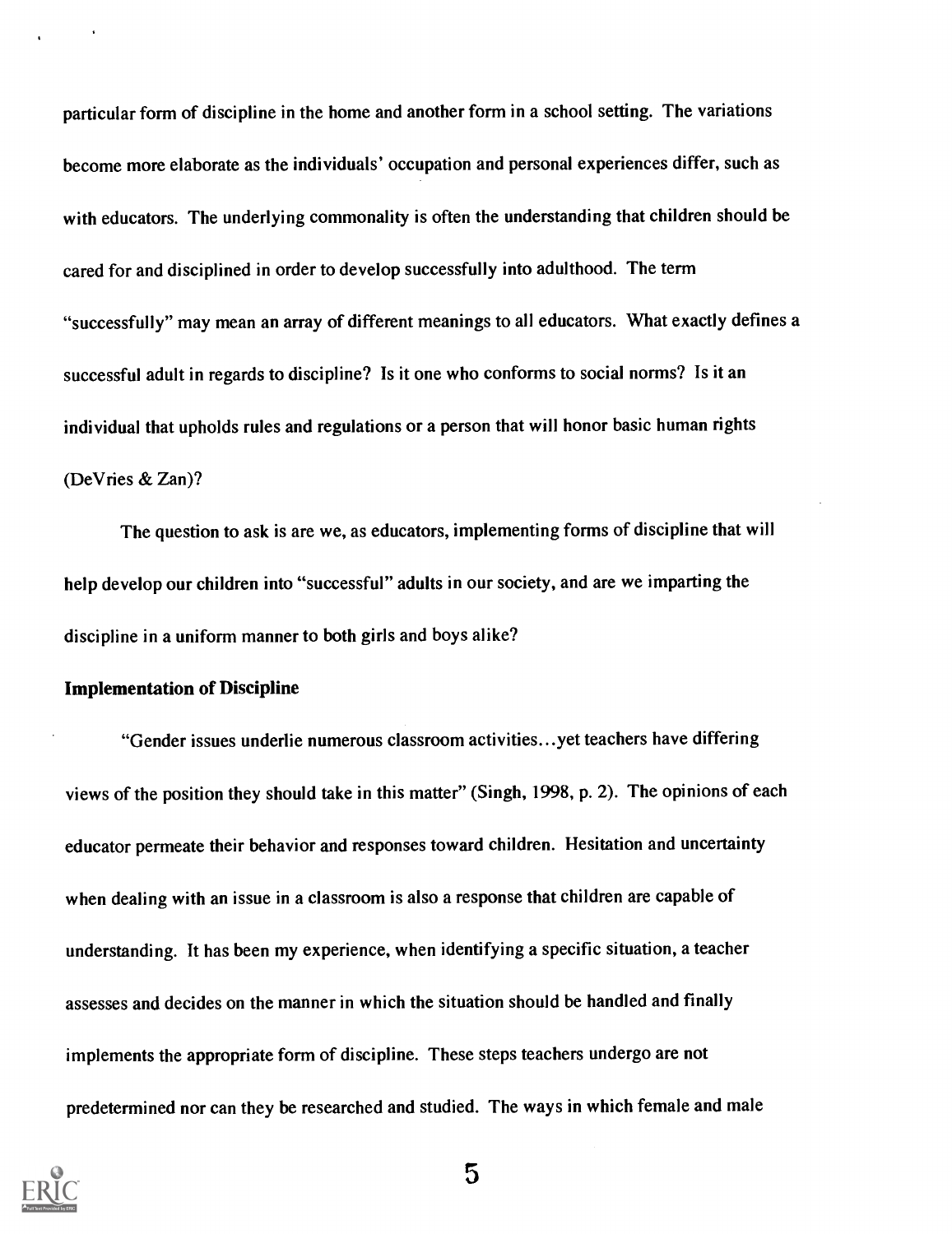particular form of discipline in the home and another form in a school setting. The variations become more elaborate as the individuals' occupation and personal experiences differ, such as with educators. The underlying commonality is often the understanding that children should be cared for and disciplined in order to develop successfully into adulthood. The term "successfully" may mean an array of different meanings to all educators. What exactly defines a successful adult in regards to discipline? Is it one who conforms to social norms? Is it an individual that upholds rules and regulations or a person that will honor basic human rights (DeVries & Zan)?

The question to ask is are we, as educators, implementing forms of discipline that will help develop our children into "successful" adults in our society, and are we imparting the discipline in a uniform manner to both girls and boys alike?

**Implementation of Discipline**

"Gender issues underlie numerous classroom activities...yet teachers have differing views of the position they should take in this matter" (Singh, 1998, p. 2). The opinions of each educator permeate their behavior and responses toward children. Hesitation and uncertainty when dealing with an issue in a classroom is also a response that children are capable of understanding. It has been my experience, when identifying a specific situation, a teacher assesses and decides on the manner in which the situation should be handled and finally implements the appropriate form of discipline. These steps teachers undergo are not predetermined nor can they be researched and studied. The ways in which female and male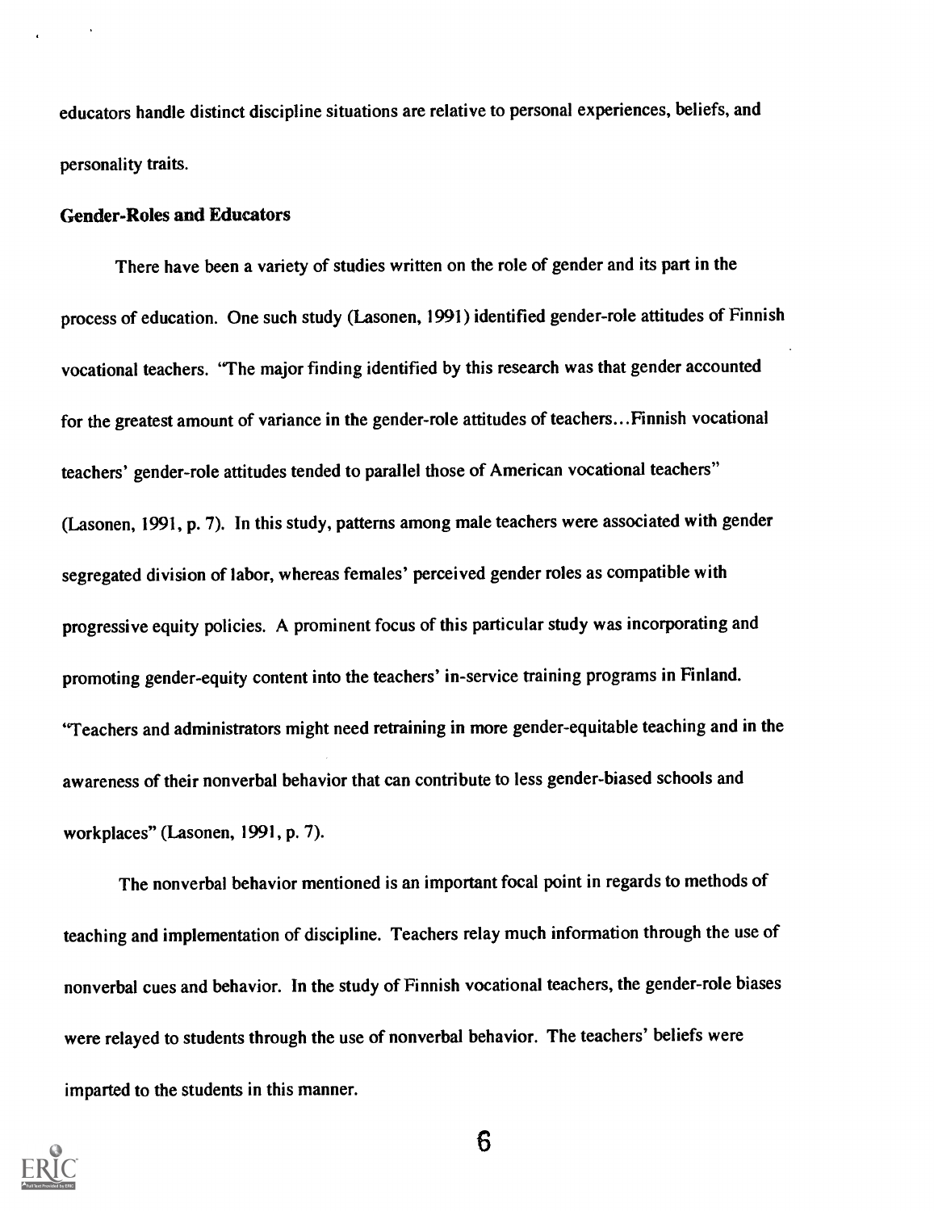educators handle distinct discipline situations are relative to personal experiences, beliefs, and personality traits.

### Gender-Roles and Educators

There have been a variety of studies written on the role of gender and its part in the process of education. One such study (Lasonen, 1991) identified gender-role attitudes of Finnish vocational teachers. "The major finding identified by this research was that gender accounted for the greatest amount of variance in the gender-role attitudes of teachers…Finnish vocational teachers' gender-role attitudes tended to parallel those of American vocational teachers" (Lasonen, 1991, p. 7). In this study, patterns among male teachers were associated with gender segregated division of labor, whereas females' perceived gender roles as compatible with progressive equity policies. A prominent focus of this particular study was incorporating and promoting gender-equity content into the teachers' in-service training programs in Finland. "Teachers and administrators might need retraining in more gender-equitable teaching and in the awareness of their nonverbal behavior that can contribute to less gender-biased schools and workplaces" (Lasonen, 1991, p. 7).

The nonverbal behavior mentioned is an important focal point in regards to methods of teaching and implementation of discipline. Teachers relay much information through the use of nonverbal cues and behavior. In the study of Finnish vocational teachers, the gender-role biases were relayed to students through the use of nonverbal behavior. The teachers' beliefs were imparted to the students in this manner.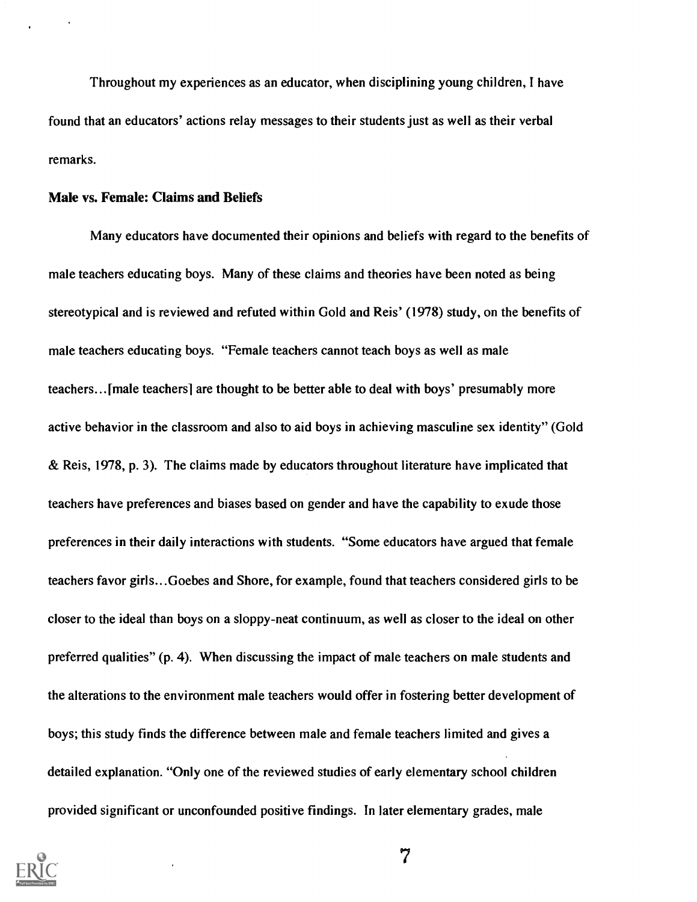Throughout my experiences as an educator, when disciplining young children, I have found that an educators' actions relay messages to their students just as well as their verbal remarks.

### Male vs. Female: Claims and Beliefs

Many educators have documented their opinions and beliefs with regard to the benefits of male teachers educating boys. Many of these claims and theories have been noted as being stereotypical and is reviewed and refuted within Gold and Reis' (1978) study, on the benefits of male teachers educating boys. "Female teachers cannot teach boys as well as male teachers…[male teachers] are thought to be better able to deal with boys' presumably more active behavior in the classroom and also to aid boys in achieving masculine sex identity" (Gold & Reis, 1978, p. 3). The claims made by educators throughout literature have implicated that teachers have preferences and biases based on gender and have the capability to exude those preferences in their daily interactions with students. "Some educators have argued that female teachers favor girls…Goebes and Shore, for example, found that teachers considered girls to be closer to the ideal than boys on a sloppy-neat continuum, as well as closer to the ideal on other preferred qualities" (p. 4). When discussing the impact of male teachers on male students and the alterations to the environment male teachers would offer in fostering better development of boys; this study finds the difference between male and female teachers limited and gives a detailed explanation. "Only one of the reviewed studies of early elementary school children provided significant or unconfounded positive findings. In later elementary grades, male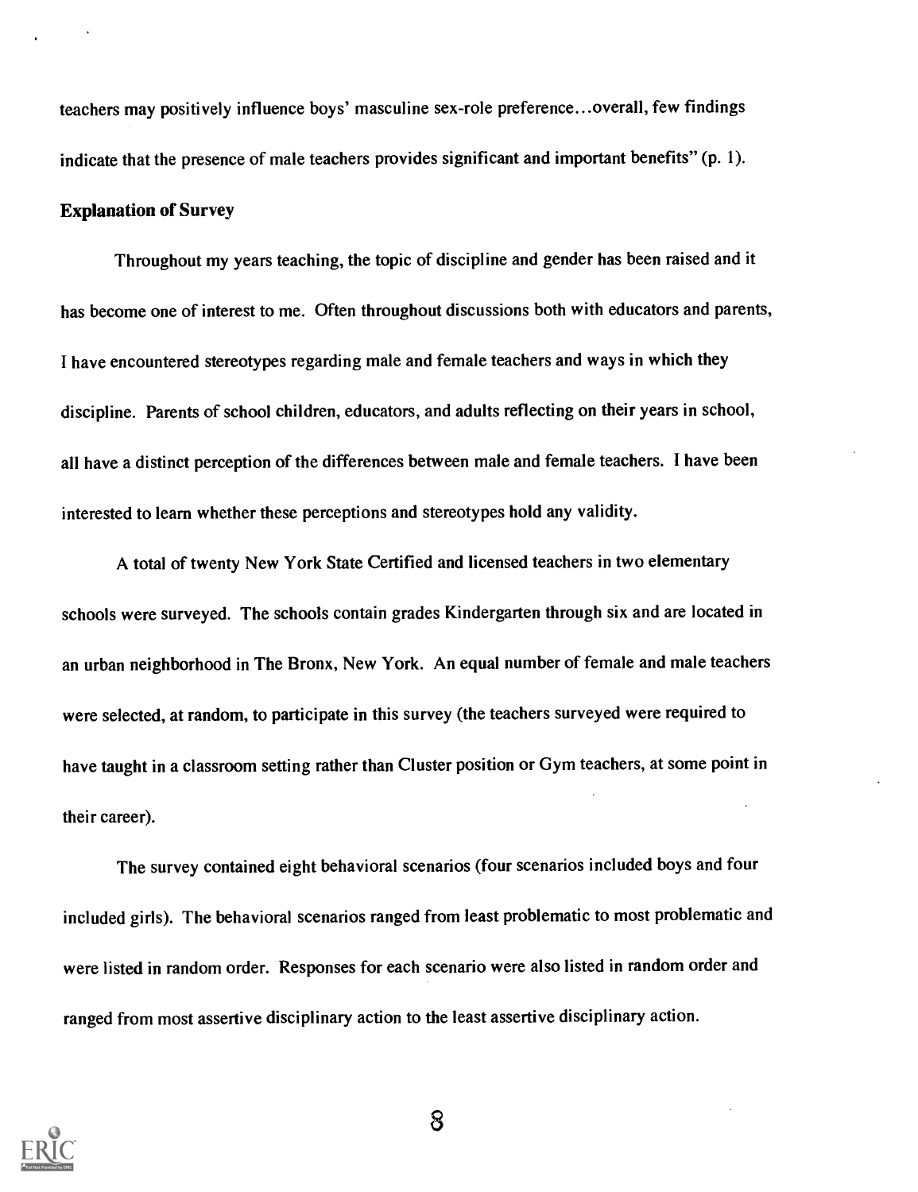teachers may positively influence boys' masculine sex-role preference...overall, few findings indicate that the presence of male teachers provides significant and important benefits" (p. 1).

### Explanation of Survey

Throughout my years teaching, the topic of discipline and gender has been raised and it has become one of interest to me. Often throughout discussions both with educators and parents, I have encountered stereotypes regarding male and female teachers and ways in which they discipline. Parents of school children, educators, and adults reflecting on their years in school, all have a distinct perception of the differences between male and female teachers. I have been interested to learn whether these perceptions and stereotypes hold any validity.

A total of twenty New York State Certified and licensed teachers in two elementary schools were surveyed. The schools contain grades Kindergarten through six and are located in an urban neighborhood in The Bronx, New York. An equal number of female and male teachers were selected, at random, to participate in this survey (the teachers surveyed were required to have taught in a classroom setting rather than Cluster position or Gym teachers, at some point in their career).

The survey contained eight behavioral scenarios (four scenarios included boys and four included girls). The behavioral scenarios ranged from least problematic to most problematic and were listed in random order. Responses for each scenario were also listed in random order and ranged from most assertive disciplinary action to the least assertive disciplinary action.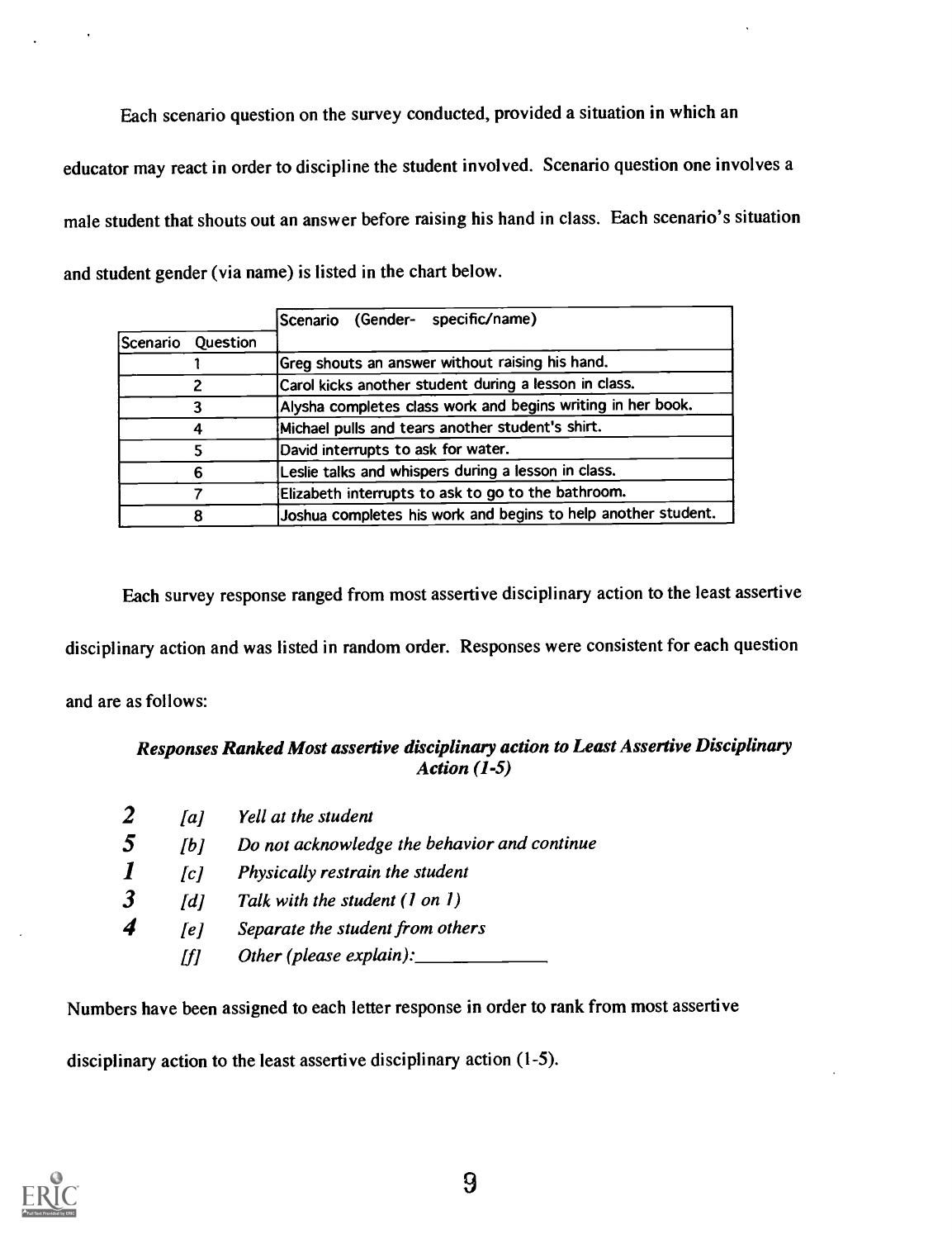Each scenario question on the survey conducted, provided a situation in which an educator may react in order to discipline the student involved. Scenario question one involves a male student that shouts out an answer before raising his hand in class. Each scenario's situation and student gender (via name) is listed in the chart below.

| Scenario Question | Scenario (Gender- specific/name) |
|---|---|
| 1 | Greg shouts an answer without raising his hand. |
| 2 | Carol kicks another student during a lesson in class. |
| 3 | Alysha completes class work and begins writing in her book. |
| 4 | Michael pulls and tears another student's shirt. |
| 5 | David interrupts to ask for water. |
| 6 | Leslie talks and whispers during a lesson in class. |
| 7 | Elizabeth interrupts to ask to go to the bathroom. |
| 8 | Joshua completes his work and begins to help another student. |

Each survey response ranged from most assertive disciplinary action to the least assertive disciplinary action and was listed in random order. Responses were consistent for each question and are as follows:

***Responses Ranked Most assertive disciplinary action to Least Assertive Disciplinary Action (1-5)***

**2** [a] *Yell at the student*
**5** [b] *Do not acknowledge the behavior and continue*
**1** [c] *Physically restrain the student*
**3** [d] *Talk with the student (1 on 1)*
**4** [e] *Separate the student from others*
[f] *Other (please explain):*______________

Numbers have been assigned to each letter response in order to rank from most assertive disciplinary action to the least assertive disciplinary action (1-5).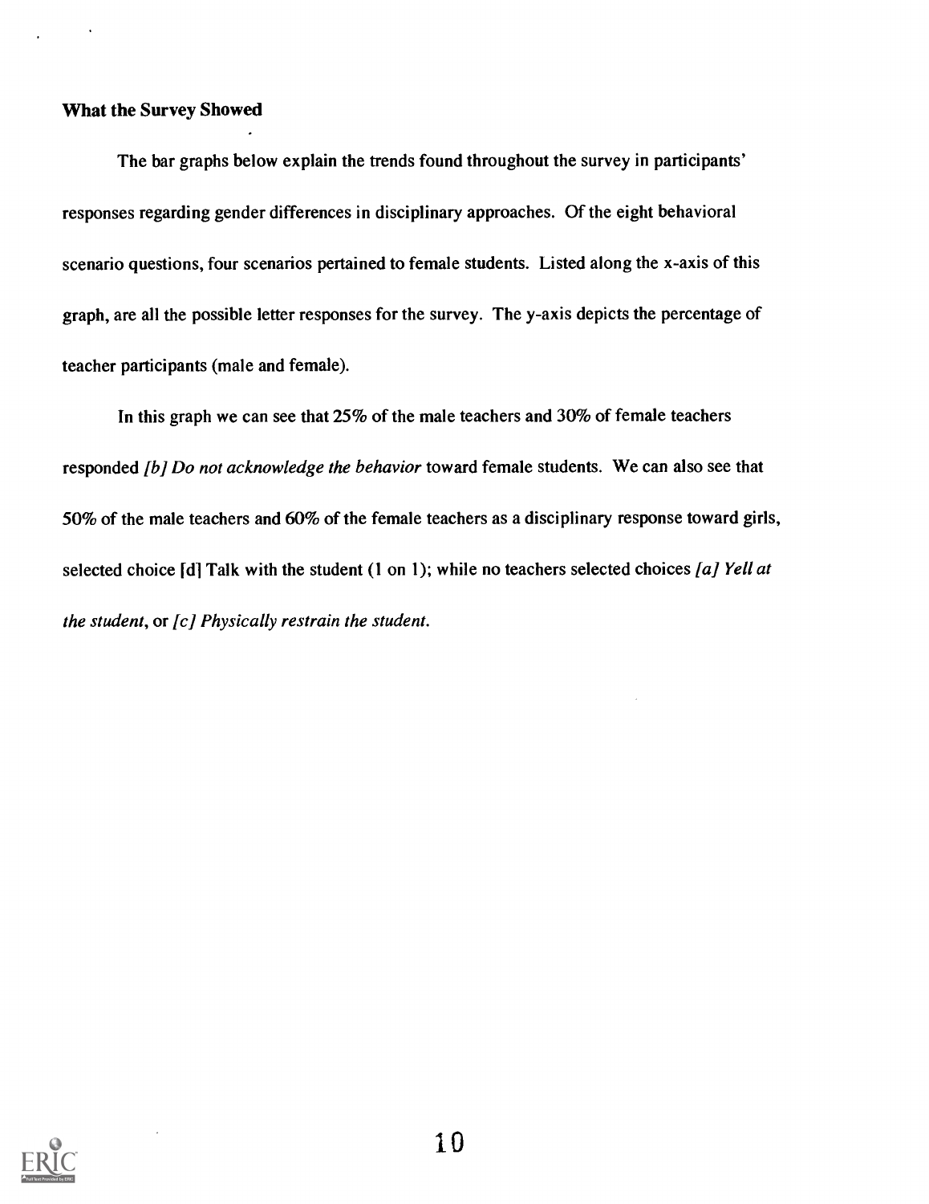### What the Survey Showed

The bar graphs below explain the trends found throughout the survey in participants' responses regarding gender differences in disciplinary approaches. Of the eight behavioral scenario questions, four scenarios pertained to female students. Listed along the x-axis of this graph, are all the possible letter responses for the survey. The y-axis depicts the percentage of teacher participants (male and female).

In this graph we can see that 25% of the male teachers and 30% of female teachers responded *[b] Do not acknowledge the behavior* toward female students. We can also see that 50% of the male teachers and 60% of the female teachers as a disciplinary response toward girls, selected choice [d] Talk with the student (1 on 1); while no teachers selected choices *[a] Yell at the student*, or *[c] Physically restrain the student.*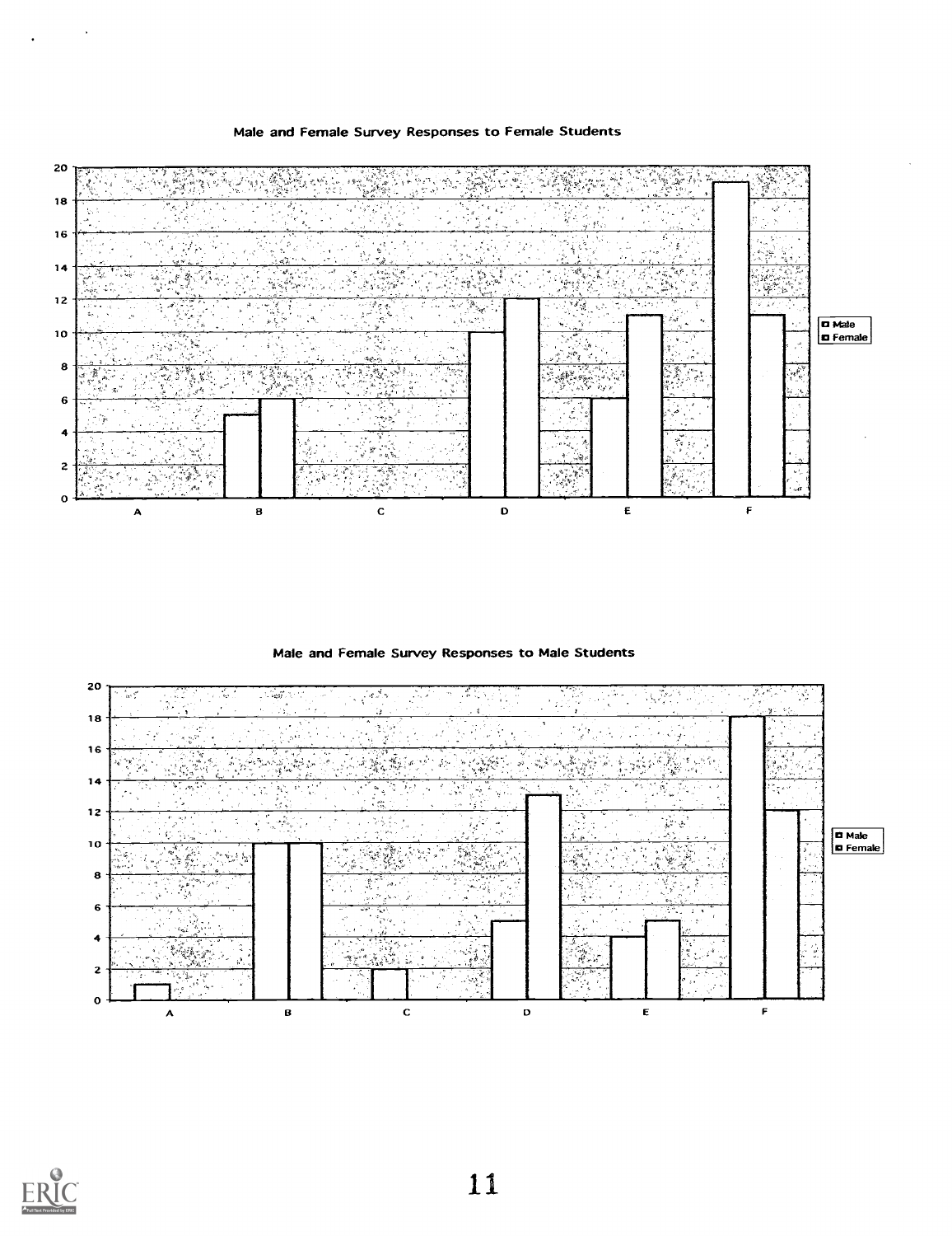**Male and Female Survey Responses to Female Students**

| | A | B | C | D | E | F |
|---|---|---|---|---|---|---|
| Male | 0 | 5 | 0 | 10 | 6 | 19 |
| Female | 0 | 6 | 0 | 12 | 11 | 11 |

**Male and Female Survey Responses to Male Students**

| | A | B | C | D | E | F |
|---|---|---|---|---|---|---|
| Male | 1 | 10 | 2 | 5 | 4 | 18 |
| Female | 0 | 10 | 0 | 13 | 5 | 12 |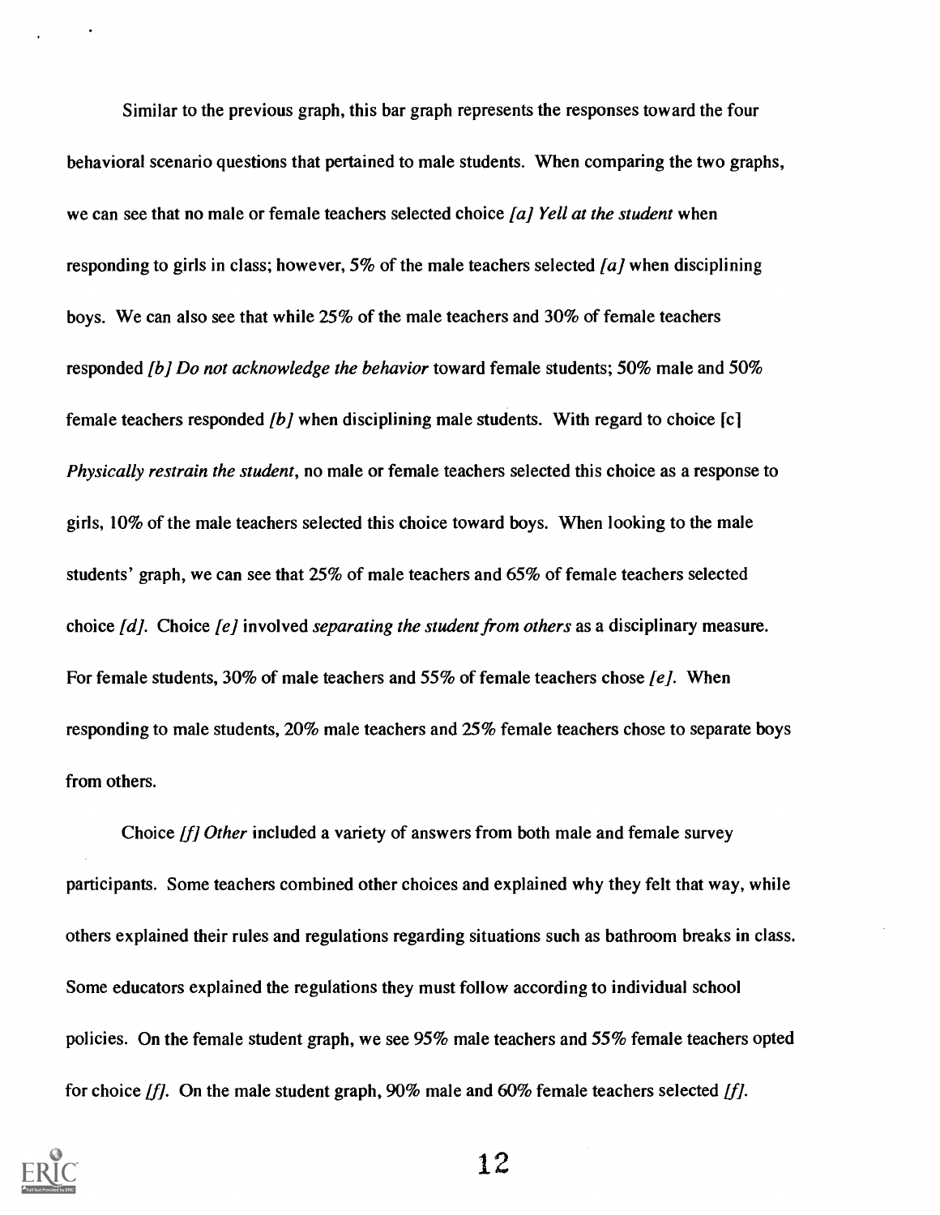Similar to the previous graph, this bar graph represents the responses toward the four behavioral scenario questions that pertained to male students. When comparing the two graphs, we can see that no male or female teachers selected choice *[a] Yell at the student* when responding to girls in class; however, 5% of the male teachers selected *[a]* when disciplining boys. We can also see that while 25% of the male teachers and 30% of female teachers responded *[b] Do not acknowledge the behavior* toward female students; 50% male and 50% female teachers responded *[b]* when disciplining male students. With regard to choice [c] *Physically restrain the student*, no male or female teachers selected this choice as a response to girls, 10% of the male teachers selected this choice toward boys. When looking to the male students' graph, we can see that 25% of male teachers and 65% of female teachers selected choice *[d]*. Choice *[e]* involved *separating the student from others* as a disciplinary measure. For female students, 30% of male teachers and 55% of female teachers chose *[e]*. When responding to male students, 20% male teachers and 25% female teachers chose to separate boys from others.

Choice *[f] Other* included a variety of answers from both male and female survey participants. Some teachers combined other choices and explained why they felt that way, while others explained their rules and regulations regarding situations such as bathroom breaks in class. Some educators explained the regulations they must follow according to individual school policies. On the female student graph, we see 95% male teachers and 55% female teachers opted for choice *[f]*. On the male student graph, 90% male and 60% female teachers selected *[f]*.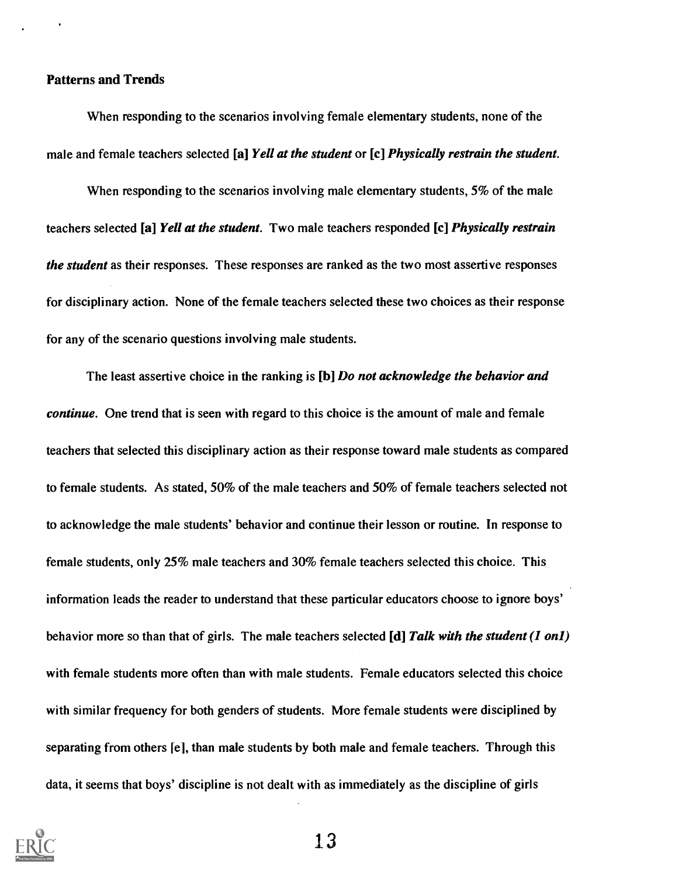### Patterns and Trends

When responding to the scenarios involving female elementary students, none of the male and female teachers selected **[a]** ***Yell at the student*** or **[c]** ***Physically restrain the student.***

When responding to the scenarios involving male elementary students, 5% of the male teachers selected **[a]** ***Yell at the student***. Two male teachers responded **[c]** ***Physically restrain the student*** as their responses. These responses are ranked as the two most assertive responses for disciplinary action. None of the female teachers selected these two choices as their response for any of the scenario questions involving male students.

The least assertive choice in the ranking is **[b]** ***Do not acknowledge the behavior and continue***. One trend that is seen with regard to this choice is the amount of male and female teachers that selected this disciplinary action as their response toward male students as compared to female students. As stated, 50% of the male teachers and 50% of female teachers selected not to acknowledge the male students' behavior and continue their lesson or routine. In response to female students, only 25% male teachers and 30% female teachers selected this choice. This information leads the reader to understand that these particular educators choose to ignore boys' behavior more so than that of girls. The male teachers selected **[d]** ***Talk with the student (1 on1)*** with female students more often than with male students. Female educators selected this choice with similar frequency for both genders of students. More female students were disciplined by separating from others [e], than male students by both male and female teachers. Through this data, it seems that boys' discipline is not dealt with as immediately as the discipline of girls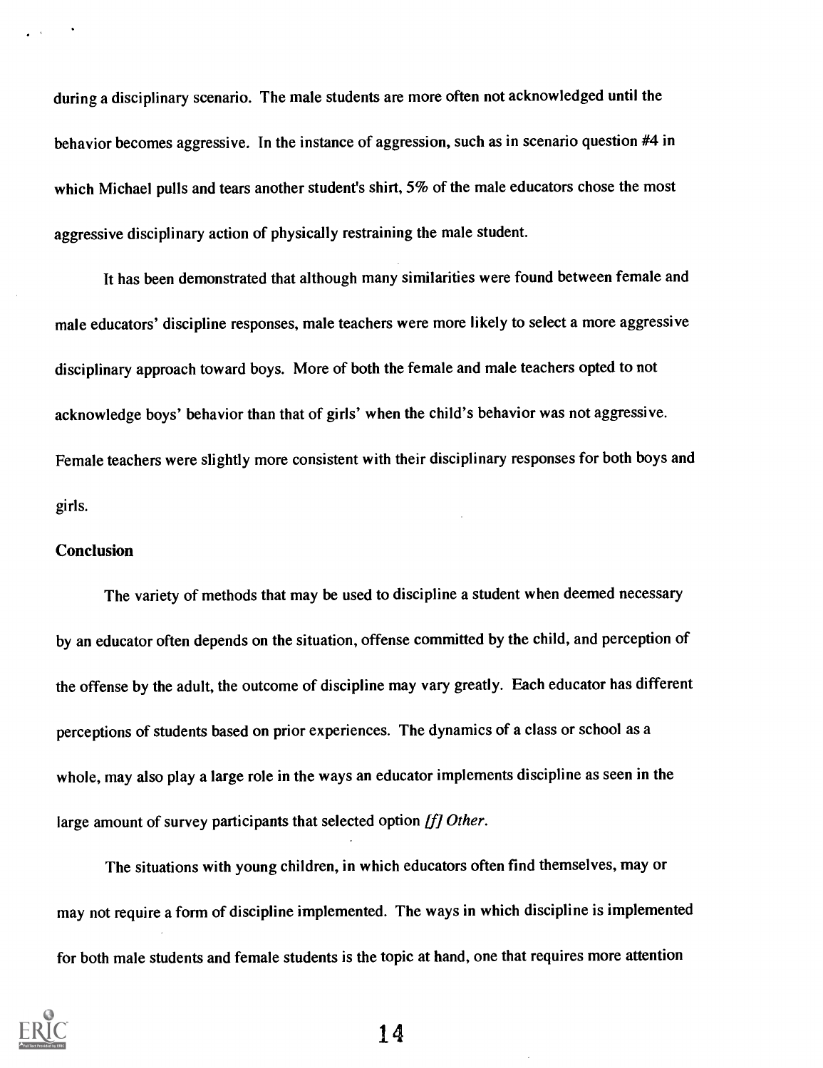during a disciplinary scenario. The male students are more often not acknowledged until the behavior becomes aggressive. In the instance of aggression, such as in scenario question #4 in which Michael pulls and tears another student's shirt, 5% of the male educators chose the most aggressive disciplinary action of physically restraining the male student.

It has been demonstrated that although many similarities were found between female and male educators' discipline responses, male teachers were more likely to select a more aggressive disciplinary approach toward boys. More of both the female and male teachers opted to not acknowledge boys' behavior than that of girls' when the child's behavior was not aggressive. Female teachers were slightly more consistent with their disciplinary responses for both boys and girls.

### Conclusion

The variety of methods that may be used to discipline a student when deemed necessary by an educator often depends on the situation, offense committed by the child, and perception of the offense by the adult, the outcome of discipline may vary greatly. Each educator has different perceptions of students based on prior experiences. The dynamics of a class or school as a whole, may also play a large role in the ways an educator implements discipline as seen in the large amount of survey participants that selected option *[f] Other*.

The situations with young children, in which educators often find themselves, may or may not require a form of discipline implemented. The ways in which discipline is implemented for both male students and female students is the topic at hand, one that requires more attention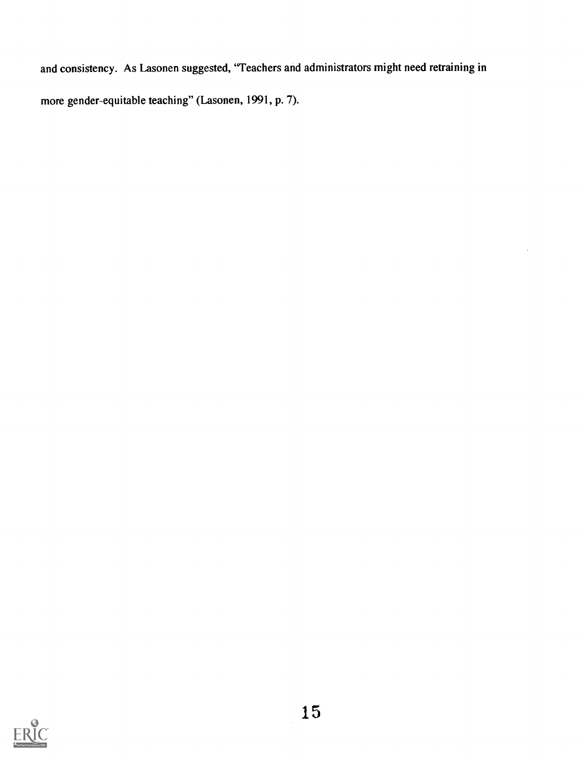and consistency. As Lasonen suggested, "Teachers and administrators might need retraining in more gender-equitable teaching" (Lasonen, 1991, p. 7).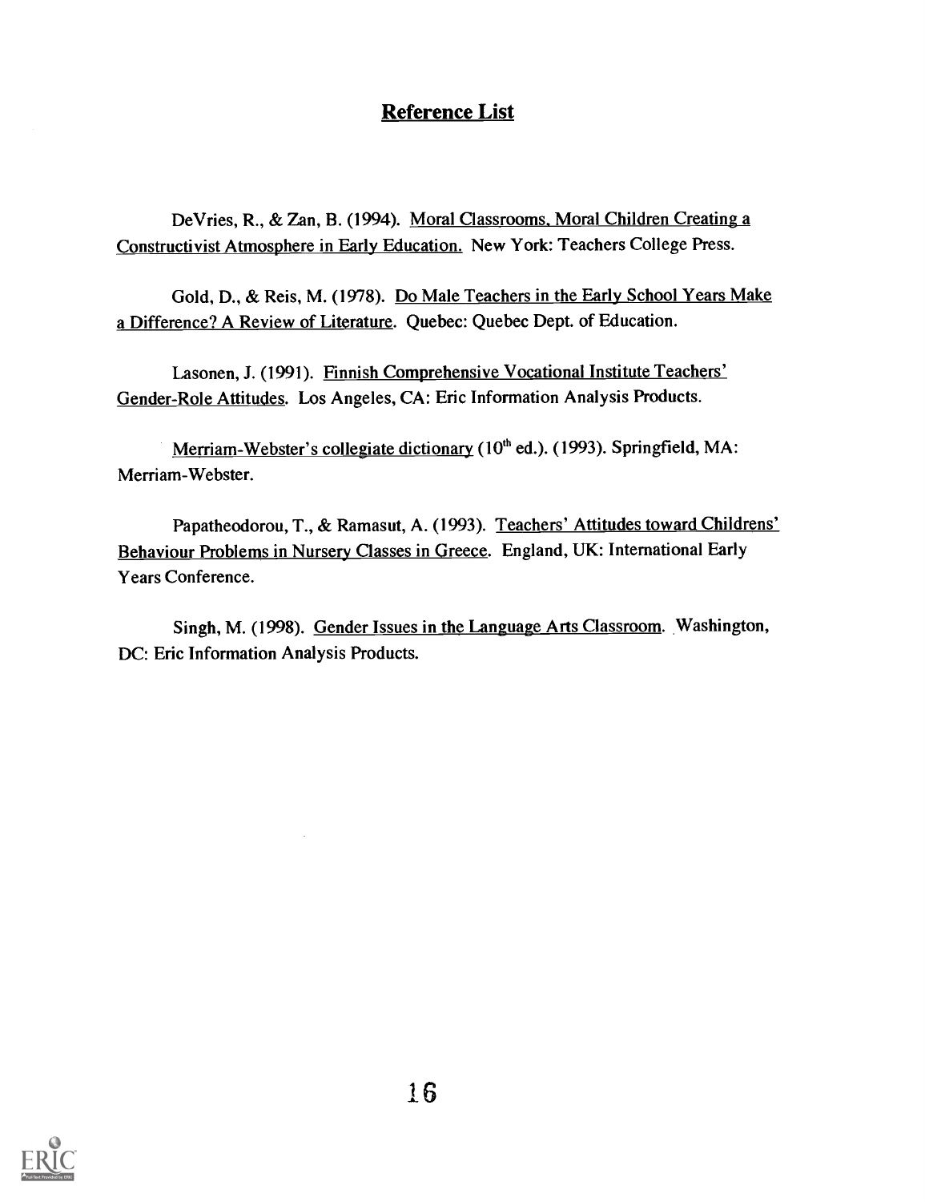## Reference List

DeVries, R., & Zan, B. (1994). Moral Classrooms, Moral Children Creating a Constructivist Atmosphere in Early Education. New York: Teachers College Press.

Gold, D., & Reis, M. (1978). Do Male Teachers in the Early School Years Make a Difference? A Review of Literature. Quebec: Quebec Dept. of Education.

Lasonen, J. (1991). Finnish Comprehensive Vocational Institute Teachers' Gender-Role Attitudes. Los Angeles, CA: Eric Information Analysis Products.

Merriam-Webster's collegiate dictionary (10th ed.). (1993). Springfield, MA: Merriam-Webster.

Papatheodorou, T., & Ramasut, A. (1993). Teachers' Attitudes toward Childrens' Behaviour Problems in Nursery Classes in Greece. England, UK: International Early Years Conference.

Singh, M. (1998). Gender Issues in the Language Arts Classroom. Washington, DC: Eric Information Analysis Products.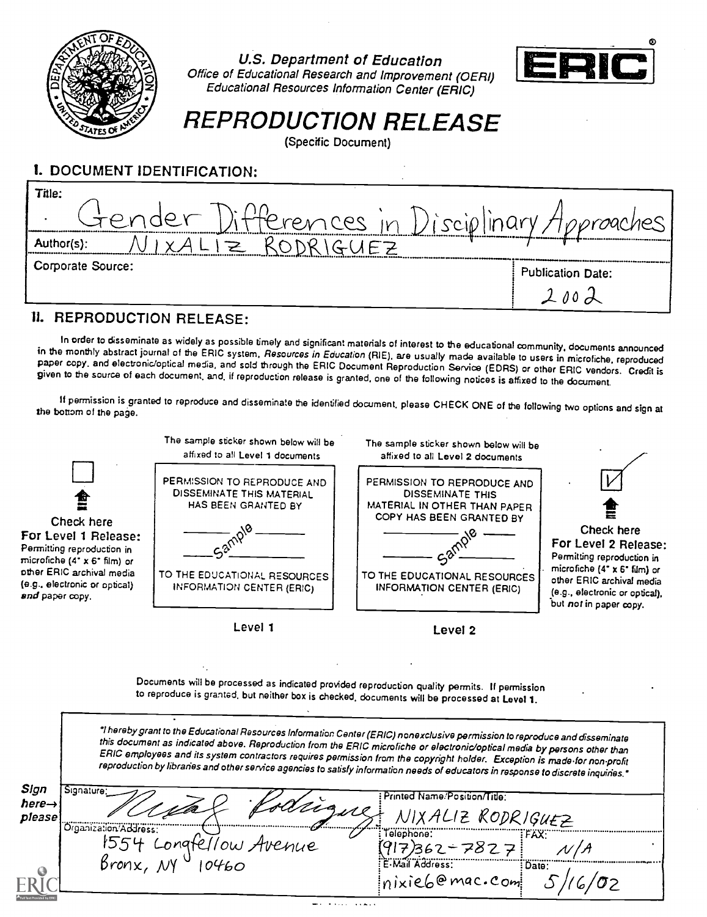U.S. Department of Education
*Office of Educational Research and Improvement (OERI)*
*Educational Resources Information Center (ERIC)*

# REPRODUCTION RELEASE

(Specific Document)

## I. DOCUMENT IDENTIFICATION:

| | |
|---|---|
| Title: Gender Differences in Disciplinary Approaches | |
| Author(s): NIXALIZ RODRIGUEZ | |
| Corporate Source: | Publication Date: 2002 |

## II. REPRODUCTION RELEASE:

In order to disseminate as widely as possible timely and significant materials of interest to the educational community, documents announced in the monthly abstract journal of the ERIC system, *Resources in Education* (RIE), are usually made available to users in microfiche, reproduced paper copy, and electronic/optical media, and sold through the ERIC Document Reproduction Service (EDRS) or other ERIC vendors. Credit is given to the source of each document, and, if reproduction release is granted, one of the following notices is affixed to the document.

If permission is granted to reproduce and disseminate the identified document, please CHECK ONE of the following two options and sign at the bottom of the page.

| Level 1 | Level 2 |
|---|---|
| The sample sticker shown below will be affixed to all Level 1 documents | The sample sticker shown below will be affixed to all Level 2 documents |
| PERMISSION TO REPRODUCE AND DISSEMINATE THIS MATERIAL HAS BEEN GRANTED BY _____ Sample _____ TO THE EDUCATIONAL RESOURCES INFORMATION CENTER (ERIC) | PERMISSION TO REPRODUCE AND DISSEMINATE THIS MATERIAL IN OTHER THAN PAPER COPY HAS BEEN GRANTED BY _____ Sample _____ TO THE EDUCATIONAL RESOURCES INFORMATION CENTER (ERIC) |
| ☐ **Check here For Level 1 Release:** Permitting reproduction in microfiche (4" x 6" film) or other ERIC archival media (e.g., electronic or optical) *and* paper copy. | ☑ **Check here For Level 2 Release:** Permitting reproduction in microfiche (4" x 6" film) or other ERIC archival media (e.g., electronic or optical), but *not* in paper copy. |

Documents will be processed as indicated provided reproduction quality permits. If permission to reproduce is granted, but neither box is checked, documents will be processed at Level 1.

*"I hereby grant to the Educational Resources Information Center (ERIC) nonexclusive permission to reproduce and disseminate this document as indicated above. Reproduction from the ERIC microfiche or electronic/optical media by persons other than ERIC employees and its system contractors requires permission from the copyright holder. Exception is made for non-profit reproduction by libraries and other service agencies to satisfy information needs of educators in response to discrete inquiries."*

**Sign here→ please**

| | | |
|---|---|---|
| Signature: Nixaliz Rodriguez | Printed Name/Position/Title: NIXALIZ RODRIGUEZ | |
| Organization/Address: 1554 Longfellow Avenue, Bronx, NY 10460 | Telephone: (917)362-7827 | FAX: N/A |
| | E-Mail Address: nixie6@mac.com | Date: 5/16/02 |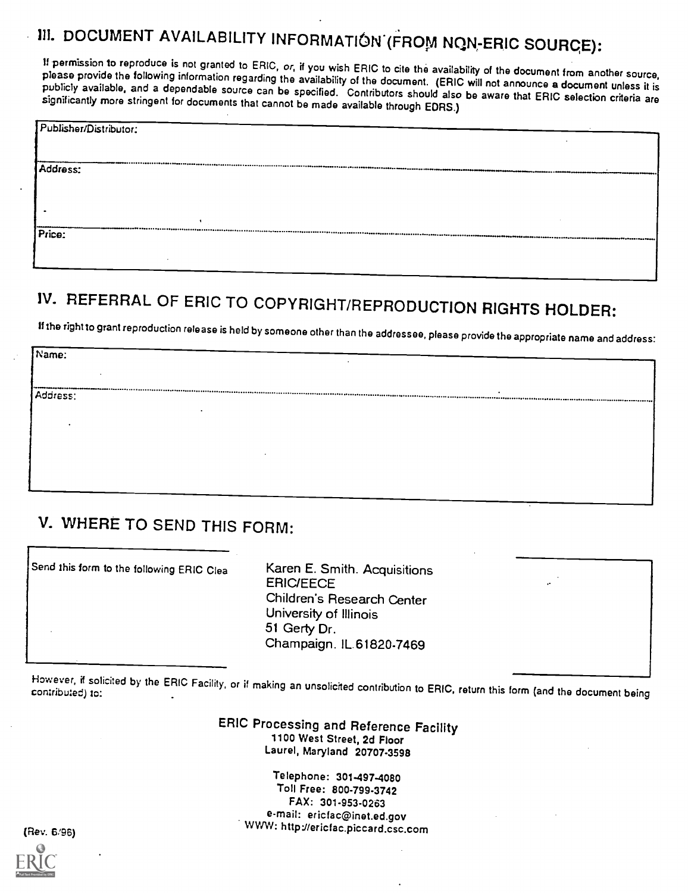## III. DOCUMENT AVAILABILITY INFORMATION (FROM NON-ERIC SOURCE):

If permission to reproduce is not granted to ERIC, *or*, if you wish ERIC to cite the availability of the document from another source, please provide the following information regarding the availability of the document. (ERIC will not announce a document unless it is publicly available, and a dependable source can be specified. Contributors should also be aware that ERIC selection criteria are significantly more stringent for documents that cannot be made available through EDRS.)

Publisher/Distributor:

Address:

Price:

## IV. REFERRAL OF ERIC TO COPYRIGHT/REPRODUCTION RIGHTS HOLDER:

If the right to grant reproduction release is held by someone other than the addressee, please provide the appropriate name and address:

Name:

Address:

## V. WHERE TO SEND THIS FORM:

Send this form to the following ERIC Clea

Karen E. Smith. Acquisitions
ERIC/EECE
Children's Research Center
University of Illinois
51 Gerty Dr.
Champaign. IL 61820-7469

However, if solicited by the ERIC Facility, or if making an unsolicited contribution to ERIC, return this form (and the document being contributed) to:

**ERIC Processing and Reference Facility**
**1100 West Street, 2d Floor**
**Laurel, Maryland 20707-3598**

**Telephone: 301-497-4080**
**Toll Free: 800-799-3742**
**FAX: 301-953-0263**
**e-mail: ericfac@inet.ed.gov**
**WWW: http://ericfac.piccard.csc.com**

(Rev. 6/96)